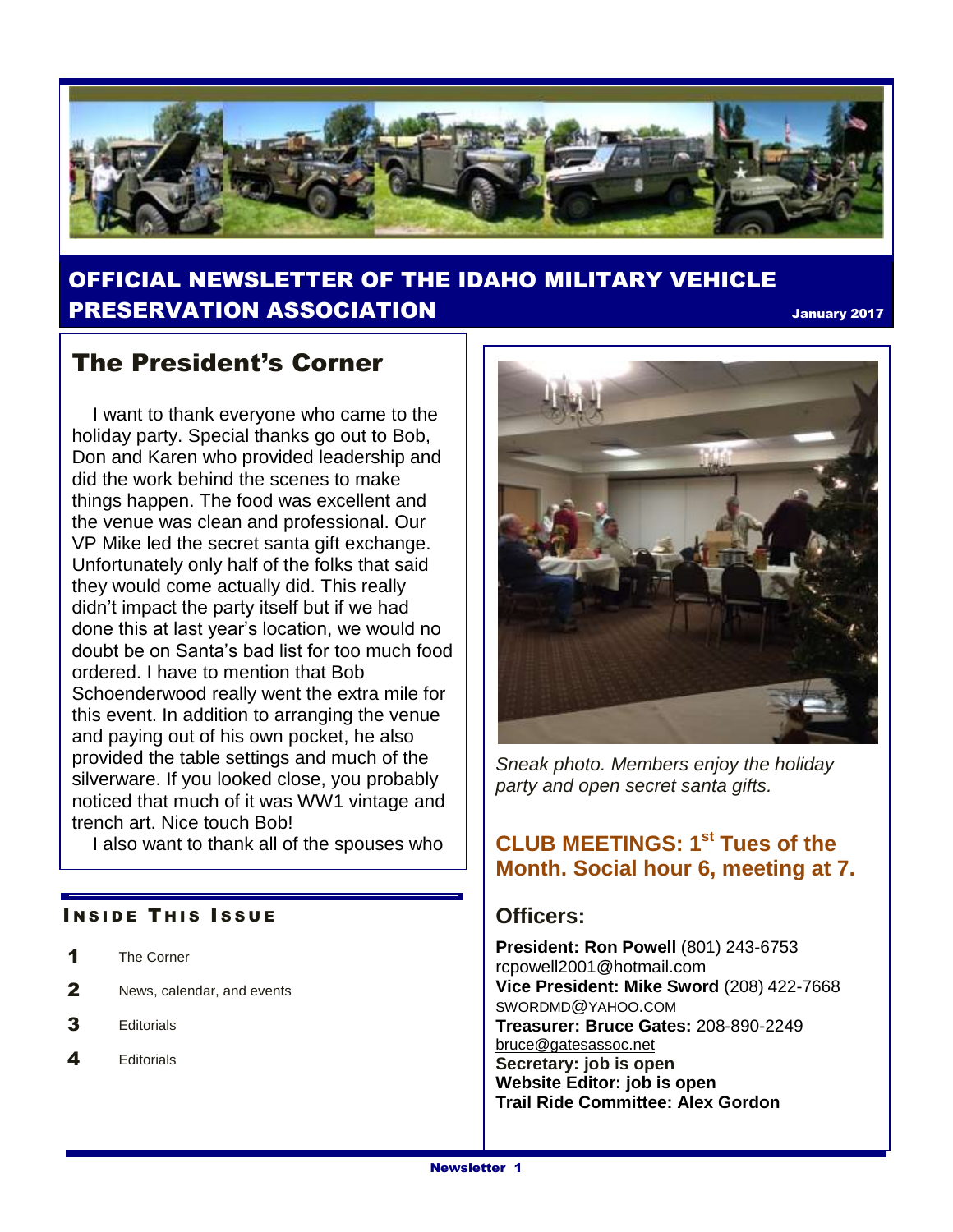# OFFICIAL NEWSLETTER OF THE IDAHO MILITARY VEHICLE PRESERVATION ASSOCIATION

January 2017

## The President's Corner

I want to thank everyone who came to the holiday party. Special thanks go out to Bob, Don and Karen who provided leadership and did the work behind the scenes to make things happen. The food was excellent and the venue was clean and professional. Our VP Mike led the secret santa gift exchange. Unfortunately only half of the folks that said they would come actually did. This really didn't impact the party itself but if we had done this at last year's location, we would no doubt be on Santa's bad list for too much food ordered. I have to mention that Bob Schoenderwood really went the extra mile for this event. In addition to arranging the venue and paying out of his own pocket, he also provided the table settings and much of the silverware. If you looked close, you probably noticed that much of it was WW1 vintage and trench art. Nice touch Bob!

I also want to thank all of the spouses who

### INSIDE THIS ISSUE

- **1** The Corner
- **2** News, calendar, and events
- **3** Editorials
- **4** Editorials

*Sneak photo. Members enjoy the holiday party and open secret santa gifts.*

### CLUB MEETINGS: 1st Tues of the Month. Social hour 6, meeting at 7.

### Officers:

**President: Ron Powell** (801) 243-6753 rcpowell2001@hotmail.com
**Vice President: Mike Sword** (208) 422-7668 SWORDMD@YAHOO.COM
**Treasurer: Bruce Gates:** 208-890-2249 bruce@gatesassoc.net
**Secretary: job is open**
**Website Editor: job is open**
**Trail Ride Committee: Alex Gordon**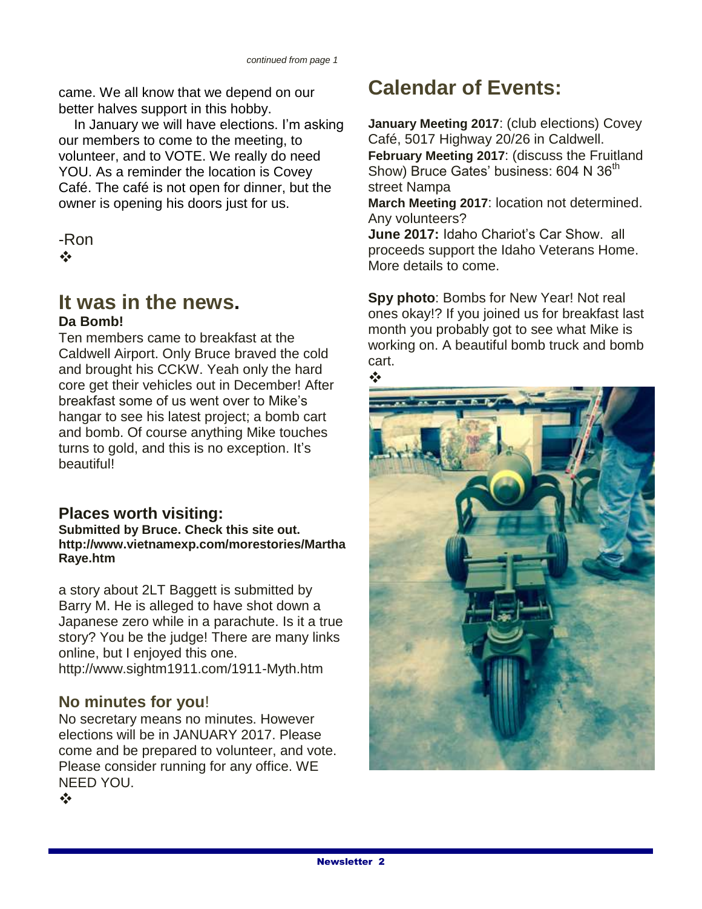*continued from page 1*

came. We all know that we depend on our better halves support in this hobby.

In January we will have elections. I'm asking our members to come to the meeting, to volunteer, and to VOTE. We really do need YOU. As a reminder the location is Covey Café. The café is not open for dinner, but the owner is opening his doors just for us.

-Ron

❖

## It was in the news.

**Da Bomb!**

Ten members came to breakfast at the Caldwell Airport. Only Bruce braved the cold and brought his CCKW. Yeah only the hard core get their vehicles out in December! After breakfast some of us went over to Mike's hangar to see his latest project; a bomb cart and bomb. Of course anything Mike touches turns to gold, and this is no exception. It's beautiful!

### Places worth visiting:

**Submitted by Bruce. Check this site out. http://www.vietnamexp.com/morestories/MarthaRaye.htm**

a story about 2LT Baggett is submitted by Barry M. He is alleged to have shot down a Japanese zero while in a parachute. Is it a true story? You be the judge! There are many links online, but I enjoyed this one. http://www.sightm1911.com/1911-Myth.htm

### No minutes for you!

No secretary means no minutes. However elections will be in JANUARY 2017. Please come and be prepared to volunteer, and vote. Please consider running for any office. WE NEED YOU.

❖

## Calendar of Events:

**January Meeting 2017**: (club elections) Covey Café, 5017 Highway 20/26 in Caldwell.
**February Meeting 2017**: (discuss the Fruitland Show) Bruce Gates' business: 604 N 36th street Nampa
**March Meeting 2017**: location not determined. Any volunteers?
**June 2017:** Idaho Chariot's Car Show. all proceeds support the Idaho Veterans Home. More details to come.

**Spy photo**: Bombs for New Year! Not real ones okay!? If you joined us for breakfast last month you probably got to see what Mike is working on. A beautiful bomb truck and bomb cart.

❖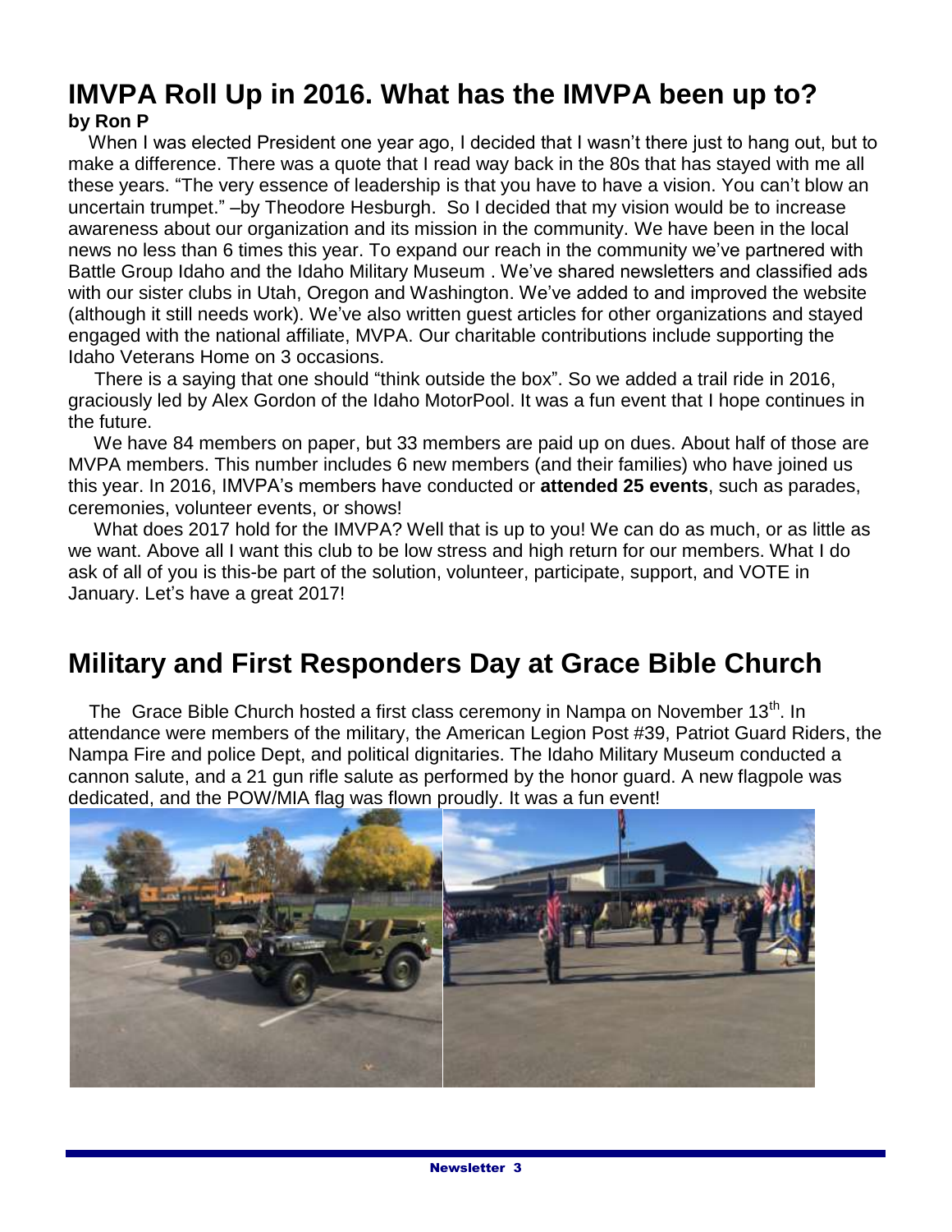# IMVPA Roll Up in 2016. What has the IMVPA been up to?

**by Ron P**

When I was elected President one year ago, I decided that I wasn't there just to hang out, but to make a difference. There was a quote that I read way back in the 80s that has stayed with me all these years. "The very essence of leadership is that you have to have a vision. You can't blow an uncertain trumpet." –by Theodore Hesburgh. So I decided that my vision would be to increase awareness about our organization and its mission in the community. We have been in the local news no less than 6 times this year. To expand our reach in the community we've partnered with Battle Group Idaho and the Idaho Military Museum . We've shared newsletters and classified ads with our sister clubs in Utah, Oregon and Washington. We've added to and improved the website (although it still needs work). We've also written guest articles for other organizations and stayed engaged with the national affiliate, MVPA. Our charitable contributions include supporting the Idaho Veterans Home on 3 occasions.

There is a saying that one should "think outside the box". So we added a trail ride in 2016, graciously led by Alex Gordon of the Idaho MotorPool. It was a fun event that I hope continues in the future.

We have 84 members on paper, but 33 members are paid up on dues. About half of those are MVPA members. This number includes 6 new members (and their families) who have joined us this year. In 2016, IMVPA's members have conducted or **attended 25 events**, such as parades, ceremonies, volunteer events, or shows!

What does 2017 hold for the IMVPA? Well that is up to you! We can do as much, or as little as we want. Above all I want this club to be low stress and high return for our members. What I do ask of all of you is this-be part of the solution, volunteer, participate, support, and VOTE in January. Let's have a great 2017!

# Military and First Responders Day at Grace Bible Church

The Grace Bible Church hosted a first class ceremony in Nampa on November 13th. In attendance were members of the military, the American Legion Post #39, Patriot Guard Riders, the Nampa Fire and police Dept, and political dignitaries. The Idaho Military Museum conducted a cannon salute, and a 21 gun rifle salute as performed by the honor guard. A new flagpole was dedicated, and the POW/MIA flag was flown proudly. It was a fun event!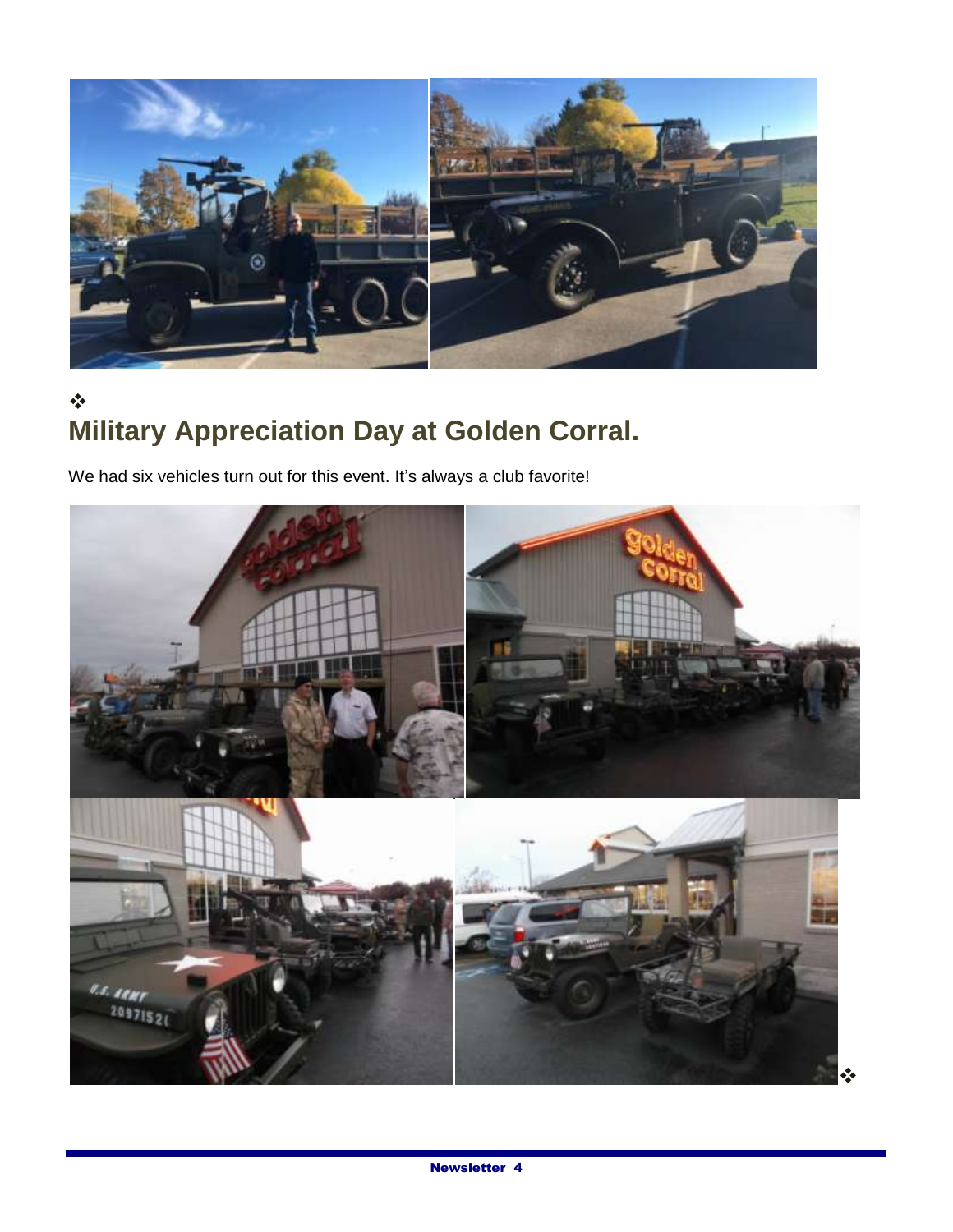## Military Appreciation Day at Golden Corral.

We had six vehicles turn out for this event. It's always a club favorite!